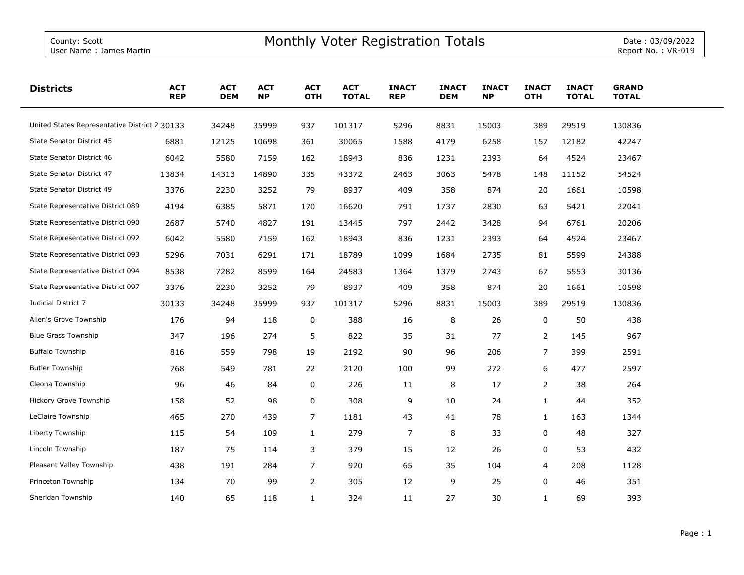County: Scott
User Name : James Martin

# Monthly Voter Registration Totals

Date : 03/09/2022
Report No. : VR-019

| Districts | ACT REP | ACT DEM | ACT NP | ACT OTH | ACT TOTAL | INACT REP | INACT DEM | INACT NP | INACT OTH | INACT TOTAL | GRAND TOTAL |
|---|---|---|---|---|---|---|---|---|---|---|---|
| United States Representative District 2 | 30133 | 34248 | 35999 | 937 | 101317 | 5296 | 8831 | 15003 | 389 | 29519 | 130836 |
| State Senator District 45 | 6881 | 12125 | 10698 | 361 | 30065 | 1588 | 4179 | 6258 | 157 | 12182 | 42247 |
| State Senator District 46 | 6042 | 5580 | 7159 | 162 | 18943 | 836 | 1231 | 2393 | 64 | 4524 | 23467 |
| State Senator District 47 | 13834 | 14313 | 14890 | 335 | 43372 | 2463 | 3063 | 5478 | 148 | 11152 | 54524 |
| State Senator District 49 | 3376 | 2230 | 3252 | 79 | 8937 | 409 | 358 | 874 | 20 | 1661 | 10598 |
| State Representative District 089 | 4194 | 6385 | 5871 | 170 | 16620 | 791 | 1737 | 2830 | 63 | 5421 | 22041 |
| State Representative District 090 | 2687 | 5740 | 4827 | 191 | 13445 | 797 | 2442 | 3428 | 94 | 6761 | 20206 |
| State Representative District 092 | 6042 | 5580 | 7159 | 162 | 18943 | 836 | 1231 | 2393 | 64 | 4524 | 23467 |
| State Representative District 093 | 5296 | 7031 | 6291 | 171 | 18789 | 1099 | 1684 | 2735 | 81 | 5599 | 24388 |
| State Representative District 094 | 8538 | 7282 | 8599 | 164 | 24583 | 1364 | 1379 | 2743 | 67 | 5553 | 30136 |
| State Representative District 097 | 3376 | 2230 | 3252 | 79 | 8937 | 409 | 358 | 874 | 20 | 1661 | 10598 |
| Judicial District 7 | 30133 | 34248 | 35999 | 937 | 101317 | 5296 | 8831 | 15003 | 389 | 29519 | 130836 |
| Allen's Grove Township | 176 | 94 | 118 | 0 | 388 | 16 | 8 | 26 | 0 | 50 | 438 |
| Blue Grass Township | 347 | 196 | 274 | 5 | 822 | 35 | 31 | 77 | 2 | 145 | 967 |
| Buffalo Township | 816 | 559 | 798 | 19 | 2192 | 90 | 96 | 206 | 7 | 399 | 2591 |
| Butler Township | 768 | 549 | 781 | 22 | 2120 | 100 | 99 | 272 | 6 | 477 | 2597 |
| Cleona Township | 96 | 46 | 84 | 0 | 226 | 11 | 8 | 17 | 2 | 38 | 264 |
| Hickory Grove Township | 158 | 52 | 98 | 0 | 308 | 9 | 10 | 24 | 1 | 44 | 352 |
| LeClaire Township | 465 | 270 | 439 | 7 | 1181 | 43 | 41 | 78 | 1 | 163 | 1344 |
| Liberty Township | 115 | 54 | 109 | 1 | 279 | 7 | 8 | 33 | 0 | 48 | 327 |
| Lincoln Township | 187 | 75 | 114 | 3 | 379 | 15 | 12 | 26 | 0 | 53 | 432 |
| Pleasant Valley Township | 438 | 191 | 284 | 7 | 920 | 65 | 35 | 104 | 4 | 208 | 1128 |
| Princeton Township | 134 | 70 | 99 | 2 | 305 | 12 | 9 | 25 | 0 | 46 | 351 |
| Sheridan Township | 140 | 65 | 118 | 1 | 324 | 11 | 27 | 30 | 1 | 69 | 393 |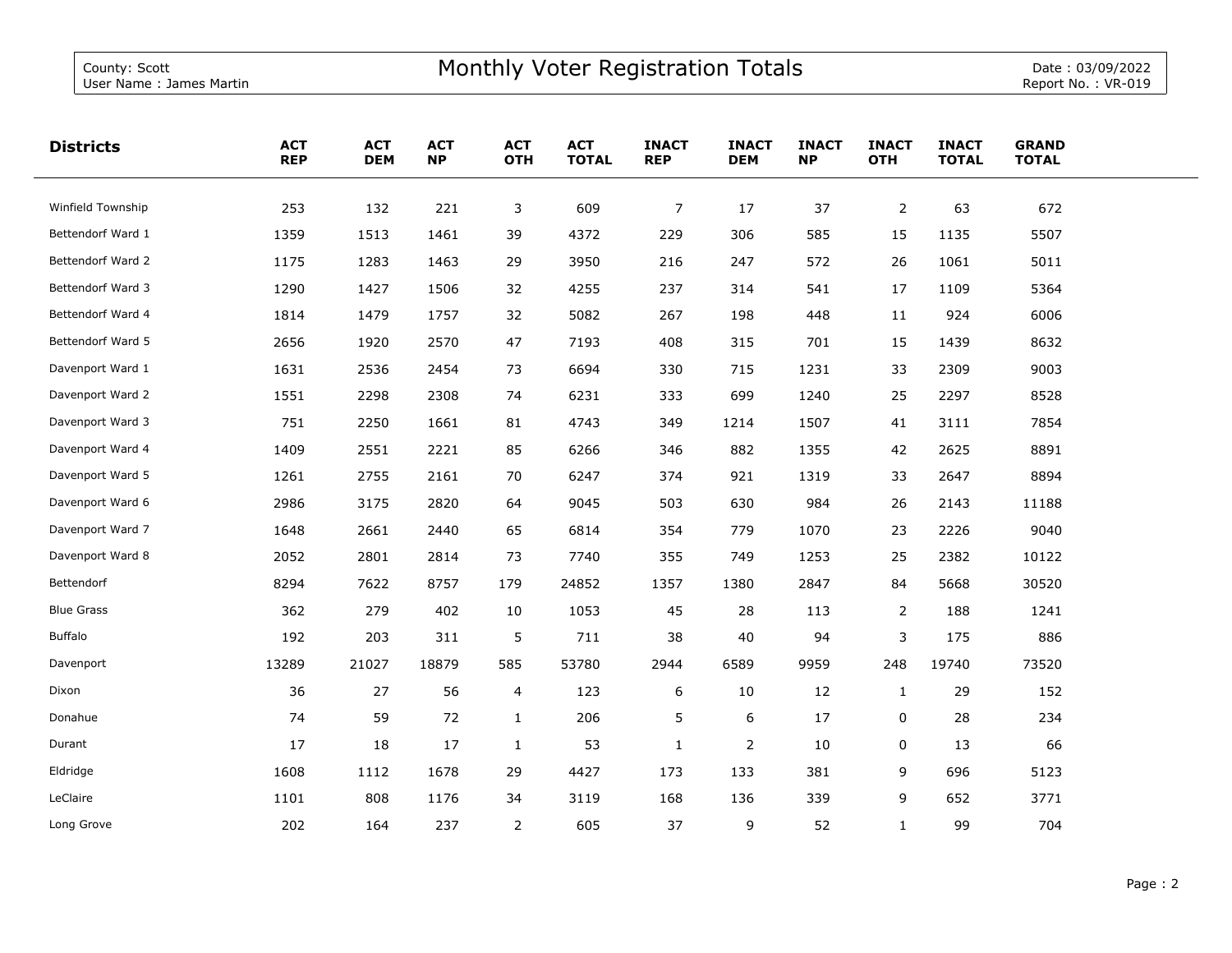County: Scott
User Name : James Martin

# Monthly Voter Registration Totals

Date : 03/09/2022
Report No. : VR-019

| Districts | ACT REP | ACT DEM | ACT NP | ACT OTH | ACT TOTAL | INACT REP | INACT DEM | INACT NP | INACT OTH | INACT TOTAL | GRAND TOTAL |
|---|---|---|---|---|---|---|---|---|---|---|---|
| Winfield Township | 253 | 132 | 221 | 3 | 609 | 7 | 17 | 37 | 2 | 63 | 672 |
| Bettendorf Ward 1 | 1359 | 1513 | 1461 | 39 | 4372 | 229 | 306 | 585 | 15 | 1135 | 5507 |
| Bettendorf Ward 2 | 1175 | 1283 | 1463 | 29 | 3950 | 216 | 247 | 572 | 26 | 1061 | 5011 |
| Bettendorf Ward 3 | 1290 | 1427 | 1506 | 32 | 4255 | 237 | 314 | 541 | 17 | 1109 | 5364 |
| Bettendorf Ward 4 | 1814 | 1479 | 1757 | 32 | 5082 | 267 | 198 | 448 | 11 | 924 | 6006 |
| Bettendorf Ward 5 | 2656 | 1920 | 2570 | 47 | 7193 | 408 | 315 | 701 | 15 | 1439 | 8632 |
| Davenport Ward 1 | 1631 | 2536 | 2454 | 73 | 6694 | 330 | 715 | 1231 | 33 | 2309 | 9003 |
| Davenport Ward 2 | 1551 | 2298 | 2308 | 74 | 6231 | 333 | 699 | 1240 | 25 | 2297 | 8528 |
| Davenport Ward 3 | 751 | 2250 | 1661 | 81 | 4743 | 349 | 1214 | 1507 | 41 | 3111 | 7854 |
| Davenport Ward 4 | 1409 | 2551 | 2221 | 85 | 6266 | 346 | 882 | 1355 | 42 | 2625 | 8891 |
| Davenport Ward 5 | 1261 | 2755 | 2161 | 70 | 6247 | 374 | 921 | 1319 | 33 | 2647 | 8894 |
| Davenport Ward 6 | 2986 | 3175 | 2820 | 64 | 9045 | 503 | 630 | 984 | 26 | 2143 | 11188 |
| Davenport Ward 7 | 1648 | 2661 | 2440 | 65 | 6814 | 354 | 779 | 1070 | 23 | 2226 | 9040 |
| Davenport Ward 8 | 2052 | 2801 | 2814 | 73 | 7740 | 355 | 749 | 1253 | 25 | 2382 | 10122 |
| Bettendorf | 8294 | 7622 | 8757 | 179 | 24852 | 1357 | 1380 | 2847 | 84 | 5668 | 30520 |
| Blue Grass | 362 | 279 | 402 | 10 | 1053 | 45 | 28 | 113 | 2 | 188 | 1241 |
| Buffalo | 192 | 203 | 311 | 5 | 711 | 38 | 40 | 94 | 3 | 175 | 886 |
| Davenport | 13289 | 21027 | 18879 | 585 | 53780 | 2944 | 6589 | 9959 | 248 | 19740 | 73520 |
| Dixon | 36 | 27 | 56 | 4 | 123 | 6 | 10 | 12 | 1 | 29 | 152 |
| Donahue | 74 | 59 | 72 | 1 | 206 | 5 | 6 | 17 | 0 | 28 | 234 |
| Durant | 17 | 18 | 17 | 1 | 53 | 1 | 2 | 10 | 0 | 13 | 66 |
| Eldridge | 1608 | 1112 | 1678 | 29 | 4427 | 173 | 133 | 381 | 9 | 696 | 5123 |
| LeClaire | 1101 | 808 | 1176 | 34 | 3119 | 168 | 136 | 339 | 9 | 652 | 3771 |
| Long Grove | 202 | 164 | 237 | 2 | 605 | 37 | 9 | 52 | 1 | 99 | 704 |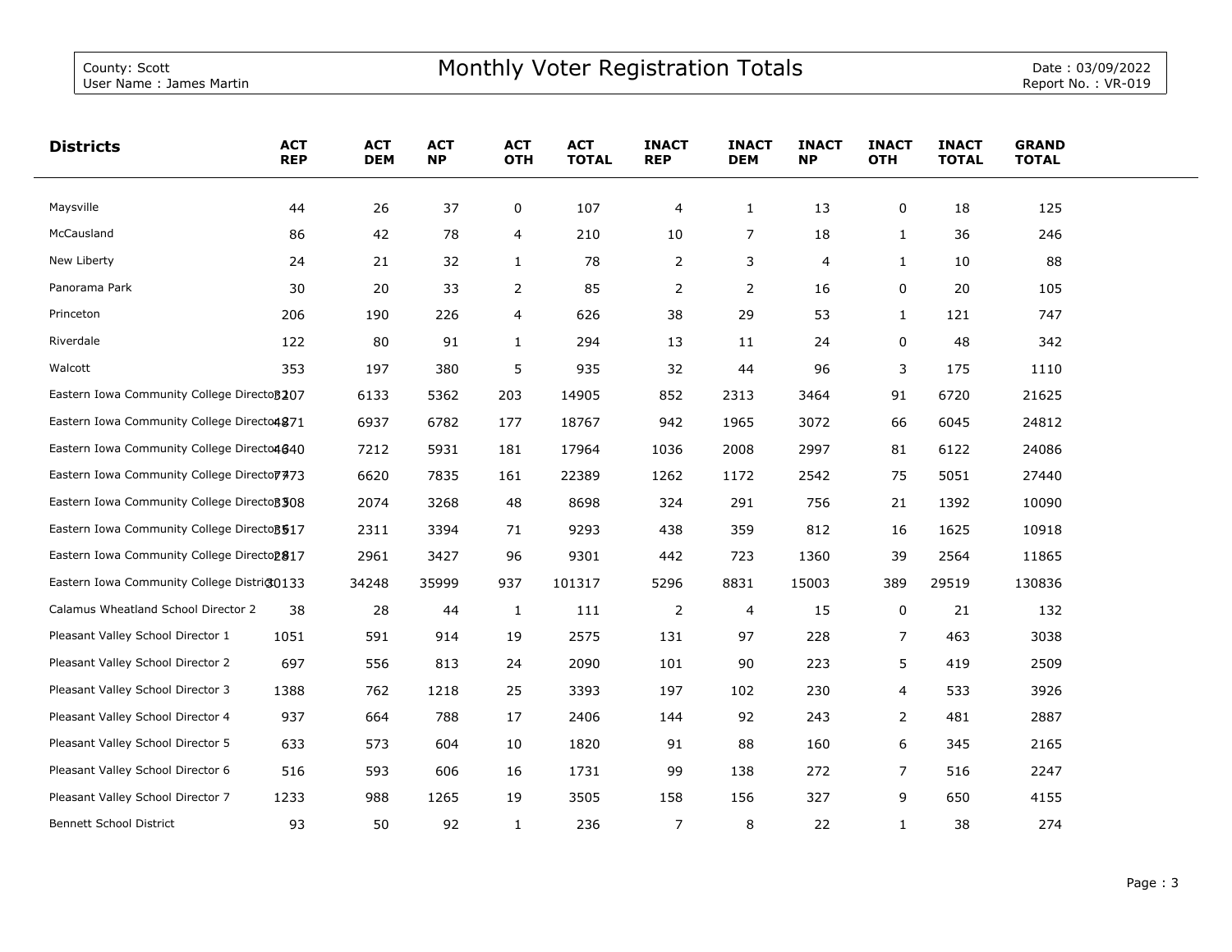| Districts | ACT REP | ACT DEM | ACT NP | ACT OTH | ACT TOTAL | INACT REP | INACT DEM | INACT NP | INACT OTH | INACT TOTAL | GRAND TOTAL |
|---|---|---|---|---|---|---|---|---|---|---|---|
| Maysville | 44 | 26 | 37 | 0 | 107 | 4 | 1 | 13 | 0 | 18 | 125 |
| McCausland | 86 | 42 | 78 | 4 | 210 | 10 | 7 | 18 | 1 | 36 | 246 |
| New Liberty | 24 | 21 | 32 | 1 | 78 | 2 | 3 | 4 | 1 | 10 | 88 |
| Panorama Park | 30 | 20 | 33 | 2 | 85 | 2 | 2 | 16 | 0 | 20 | 105 |
| Princeton | 206 | 190 | 226 | 4 | 626 | 38 | 29 | 53 | 1 | 121 | 747 |
| Riverdale | 122 | 80 | 91 | 1 | 294 | 13 | 11 | 24 | 0 | 48 | 342 |
| Walcott | 353 | 197 | 380 | 5 | 935 | 32 | 44 | 96 | 3 | 175 | 1110 |
| Eastern Iowa Community College Director 1 | 3207 | 6133 | 5362 | 203 | 14905 | 852 | 2313 | 3464 | 91 | 6720 | 21625 |
| Eastern Iowa Community College Director 2 | 4871 | 6937 | 6782 | 177 | 18767 | 942 | 1965 | 3072 | 66 | 6045 | 24812 |
| Eastern Iowa Community College Director 3 | 4640 | 7212 | 5931 | 181 | 17964 | 1036 | 2008 | 2997 | 81 | 6122 | 24086 |
| Eastern Iowa Community College Director 4 | 7773 | 6620 | 7835 | 161 | 22389 | 1262 | 1172 | 2542 | 75 | 5051 | 27440 |
| Eastern Iowa Community College Director 5 | 3308 | 2074 | 3268 | 48 | 8698 | 324 | 291 | 756 | 21 | 1392 | 10090 |
| Eastern Iowa Community College Director 6 | 3517 | 2311 | 3394 | 71 | 9293 | 438 | 359 | 812 | 16 | 1625 | 10918 |
| Eastern Iowa Community College Director 7 | 2817 | 2961 | 3427 | 96 | 9301 | 442 | 723 | 1360 | 39 | 2564 | 11865 |
| Eastern Iowa Community College District | 30133 | 34248 | 35999 | 937 | 101317 | 5296 | 8831 | 15003 | 389 | 29519 | 130836 |
| Calamus Wheatland School Director 2 | 38 | 28 | 44 | 1 | 111 | 2 | 4 | 15 | 0 | 21 | 132 |
| Pleasant Valley School Director 1 | 1051 | 591 | 914 | 19 | 2575 | 131 | 97 | 228 | 7 | 463 | 3038 |
| Pleasant Valley School Director 2 | 697 | 556 | 813 | 24 | 2090 | 101 | 90 | 223 | 5 | 419 | 2509 |
| Pleasant Valley School Director 3 | 1388 | 762 | 1218 | 25 | 3393 | 197 | 102 | 230 | 4 | 533 | 3926 |
| Pleasant Valley School Director 4 | 937 | 664 | 788 | 17 | 2406 | 144 | 92 | 243 | 2 | 481 | 2887 |
| Pleasant Valley School Director 5 | 633 | 573 | 604 | 10 | 1820 | 91 | 88 | 160 | 6 | 345 | 2165 |
| Pleasant Valley School Director 6 | 516 | 593 | 606 | 16 | 1731 | 99 | 138 | 272 | 7 | 516 | 2247 |
| Pleasant Valley School Director 7 | 1233 | 988 | 1265 | 19 | 3505 | 158 | 156 | 327 | 9 | 650 | 4155 |
| Bennett School District | 93 | 50 | 92 | 1 | 236 | 7 | 8 | 22 | 1 | 38 | 274 |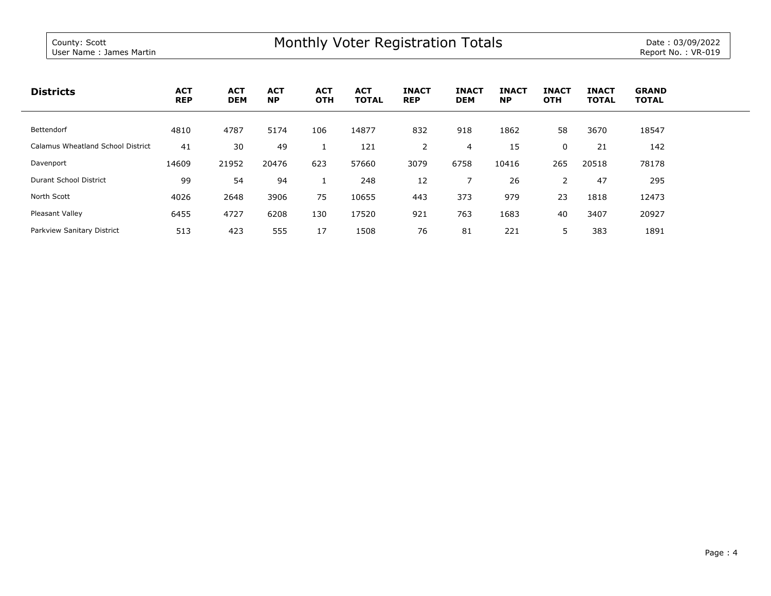County: Scott
User Name : James Martin

# Monthly Voter Registration Totals

Date : 03/09/2022
Report No. : VR-019

| Districts | ACT REP | ACT DEM | ACT NP | ACT OTH | ACT TOTAL | INACT REP | INACT DEM | INACT NP | INACT OTH | INACT TOTAL | GRAND TOTAL |
|---|---|---|---|---|---|---|---|---|---|---|---|
| Bettendorf | 4810 | 4787 | 5174 | 106 | 14877 | 832 | 918 | 1862 | 58 | 3670 | 18547 |
| Calamus Wheatland School District | 41 | 30 | 49 | 1 | 121 | 2 | 4 | 15 | 0 | 21 | 142 |
| Davenport | 14609 | 21952 | 20476 | 623 | 57660 | 3079 | 6758 | 10416 | 265 | 20518 | 78178 |
| Durant School District | 99 | 54 | 94 | 1 | 248 | 12 | 7 | 26 | 2 | 47 | 295 |
| North Scott | 4026 | 2648 | 3906 | 75 | 10655 | 443 | 373 | 979 | 23 | 1818 | 12473 |
| Pleasant Valley | 6455 | 4727 | 6208 | 130 | 17520 | 921 | 763 | 1683 | 40 | 3407 | 20927 |
| Parkview Sanitary District | 513 | 423 | 555 | 17 | 1508 | 76 | 81 | 221 | 5 | 383 | 1891 |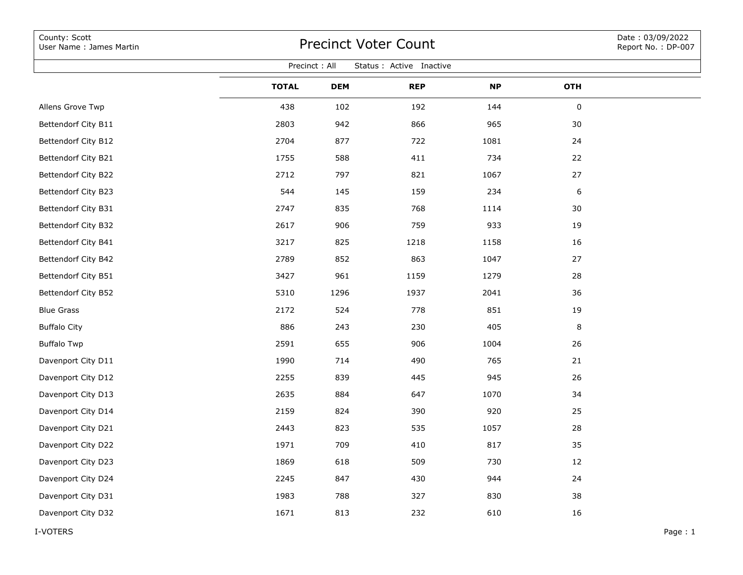County: Scott
User Name : James Martin

# Precinct Voter Count

Date : 03/09/2022
Report No. : DP-007

Precinct : All    Status : Active  Inactive

| | TOTAL | DEM | REP | NP | OTH |
|---|---|---|---|---|---|
| Allens Grove Twp | 438 | 102 | 192 | 144 | 0 |
| Bettendorf City B11 | 2803 | 942 | 866 | 965 | 30 |
| Bettendorf City B12 | 2704 | 877 | 722 | 1081 | 24 |
| Bettendorf City B21 | 1755 | 588 | 411 | 734 | 22 |
| Bettendorf City B22 | 2712 | 797 | 821 | 1067 | 27 |
| Bettendorf City B23 | 544 | 145 | 159 | 234 | 6 |
| Bettendorf City B31 | 2747 | 835 | 768 | 1114 | 30 |
| Bettendorf City B32 | 2617 | 906 | 759 | 933 | 19 |
| Bettendorf City B41 | 3217 | 825 | 1218 | 1158 | 16 |
| Bettendorf City B42 | 2789 | 852 | 863 | 1047 | 27 |
| Bettendorf City B51 | 3427 | 961 | 1159 | 1279 | 28 |
| Bettendorf City B52 | 5310 | 1296 | 1937 | 2041 | 36 |
| Blue Grass | 2172 | 524 | 778 | 851 | 19 |
| Buffalo City | 886 | 243 | 230 | 405 | 8 |
| Buffalo Twp | 2591 | 655 | 906 | 1004 | 26 |
| Davenport City D11 | 1990 | 714 | 490 | 765 | 21 |
| Davenport City D12 | 2255 | 839 | 445 | 945 | 26 |
| Davenport City D13 | 2635 | 884 | 647 | 1070 | 34 |
| Davenport City D14 | 2159 | 824 | 390 | 920 | 25 |
| Davenport City D21 | 2443 | 823 | 535 | 1057 | 28 |
| Davenport City D22 | 1971 | 709 | 410 | 817 | 35 |
| Davenport City D23 | 1869 | 618 | 509 | 730 | 12 |
| Davenport City D24 | 2245 | 847 | 430 | 944 | 24 |
| Davenport City D31 | 1983 | 788 | 327 | 830 | 38 |
| Davenport City D32 | 1671 | 813 | 232 | 610 | 16 |

I-VOTERS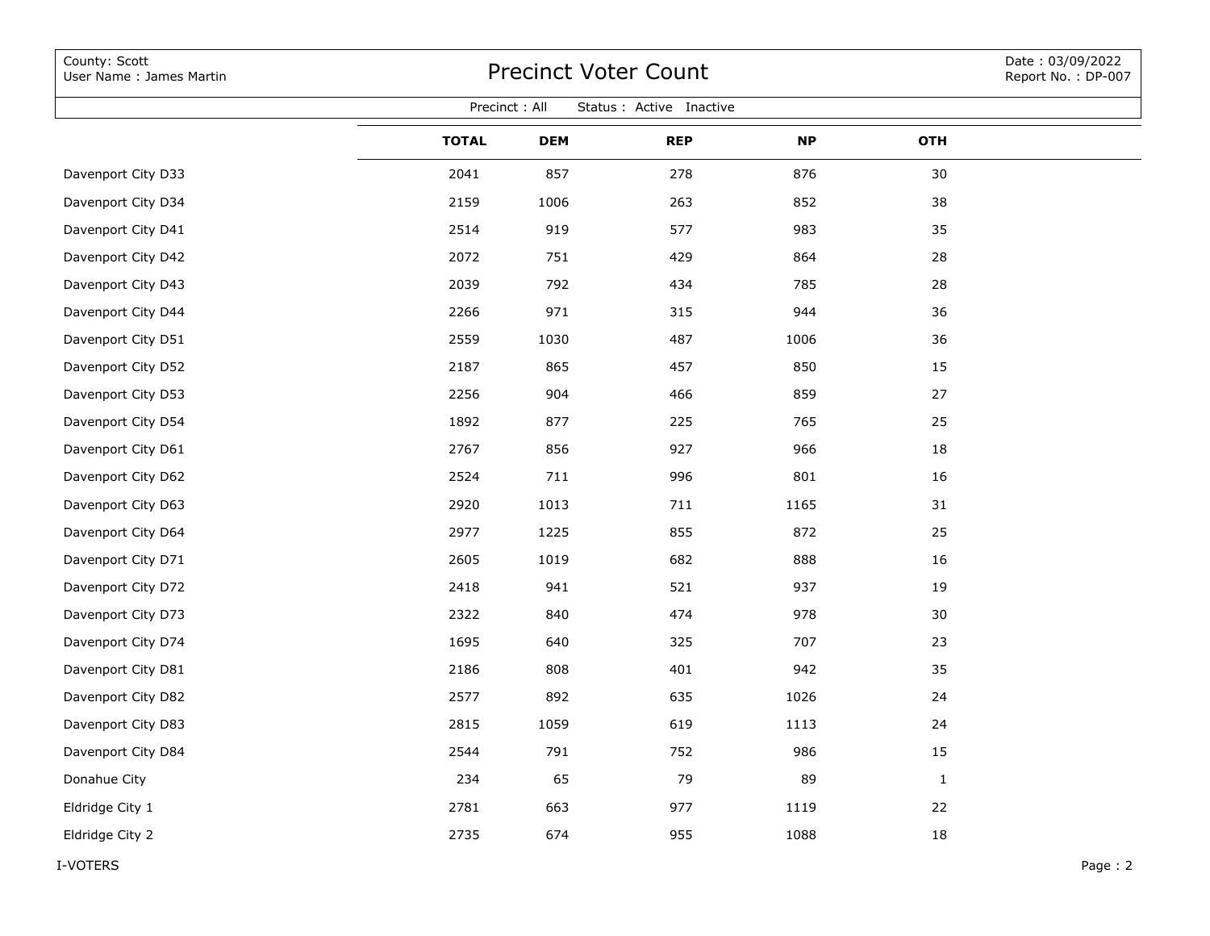County: Scott
User Name : James Martin

# Precinct Voter Count

Date : 03/09/2022
Report No. : DP-007

Precinct : All Status : Active Inactive

| | TOTAL | DEM | REP | NP | OTH |
|---|---|---|---|---|---|
| Davenport City D33 | 2041 | 857 | 278 | 876 | 30 |
| Davenport City D34 | 2159 | 1006 | 263 | 852 | 38 |
| Davenport City D41 | 2514 | 919 | 577 | 983 | 35 |
| Davenport City D42 | 2072 | 751 | 429 | 864 | 28 |
| Davenport City D43 | 2039 | 792 | 434 | 785 | 28 |
| Davenport City D44 | 2266 | 971 | 315 | 944 | 36 |
| Davenport City D51 | 2559 | 1030 | 487 | 1006 | 36 |
| Davenport City D52 | 2187 | 865 | 457 | 850 | 15 |
| Davenport City D53 | 2256 | 904 | 466 | 859 | 27 |
| Davenport City D54 | 1892 | 877 | 225 | 765 | 25 |
| Davenport City D61 | 2767 | 856 | 927 | 966 | 18 |
| Davenport City D62 | 2524 | 711 | 996 | 801 | 16 |
| Davenport City D63 | 2920 | 1013 | 711 | 1165 | 31 |
| Davenport City D64 | 2977 | 1225 | 855 | 872 | 25 |
| Davenport City D71 | 2605 | 1019 | 682 | 888 | 16 |
| Davenport City D72 | 2418 | 941 | 521 | 937 | 19 |
| Davenport City D73 | 2322 | 840 | 474 | 978 | 30 |
| Davenport City D74 | 1695 | 640 | 325 | 707 | 23 |
| Davenport City D81 | 2186 | 808 | 401 | 942 | 35 |
| Davenport City D82 | 2577 | 892 | 635 | 1026 | 24 |
| Davenport City D83 | 2815 | 1059 | 619 | 1113 | 24 |
| Davenport City D84 | 2544 | 791 | 752 | 986 | 15 |
| Donahue City | 234 | 65 | 79 | 89 | 1 |
| Eldridge City 1 | 2781 | 663 | 977 | 1119 | 22 |
| Eldridge City 2 | 2735 | 674 | 955 | 1088 | 18 |

I-VOTERS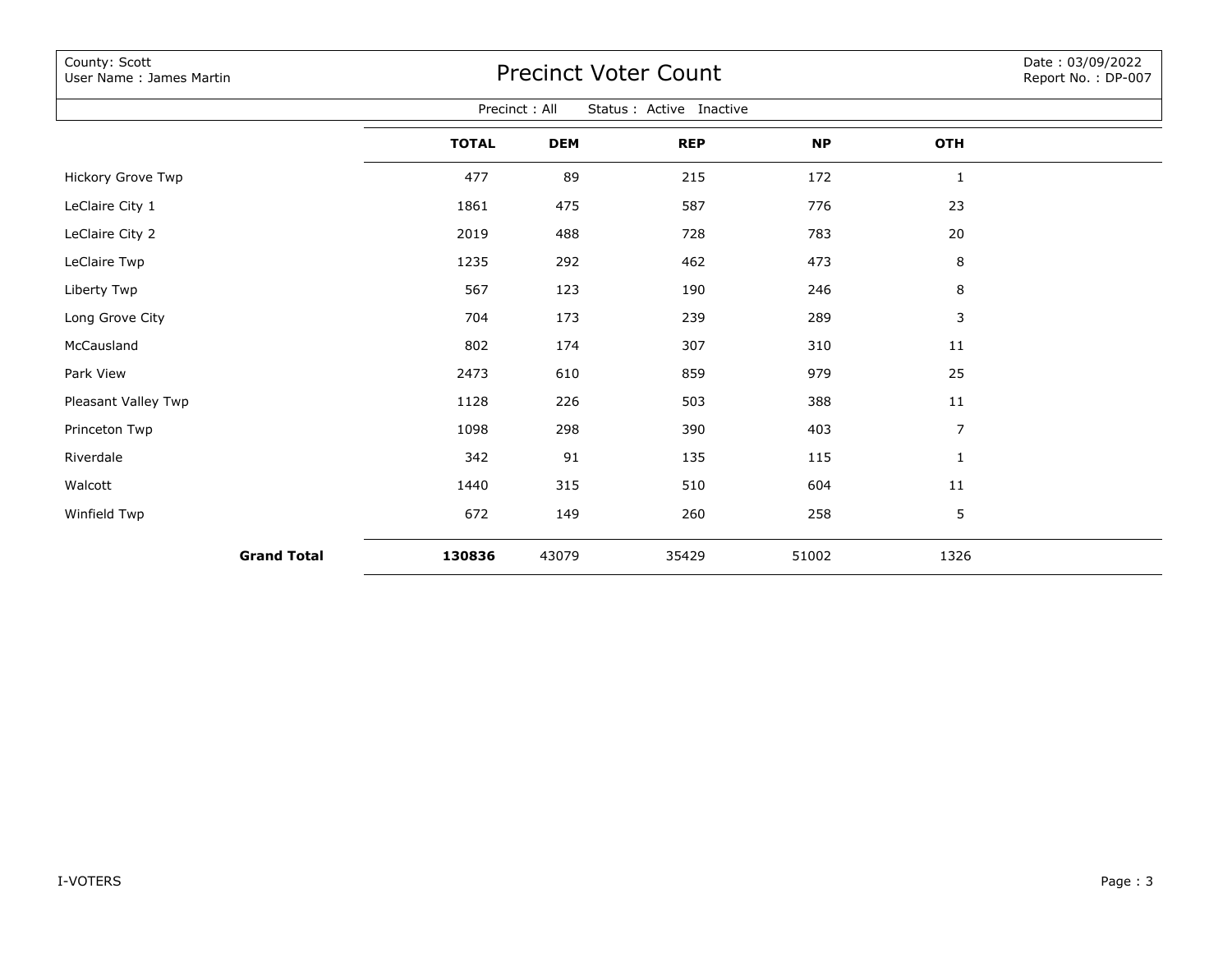County: Scott
User Name : James Martin

# Precinct Voter Count

Date : 03/09/2022
Report No. : DP-007

Precinct : All Status : Active Inactive

| | TOTAL | DEM | REP | NP | OTH |
|---|---|---|---|---|---|
| Hickory Grove Twp | 477 | 89 | 215 | 172 | 1 |
| LeClaire City 1 | 1861 | 475 | 587 | 776 | 23 |
| LeClaire City 2 | 2019 | 488 | 728 | 783 | 20 |
| LeClaire Twp | 1235 | 292 | 462 | 473 | 8 |
| Liberty Twp | 567 | 123 | 190 | 246 | 8 |
| Long Grove City | 704 | 173 | 239 | 289 | 3 |
| McCausland | 802 | 174 | 307 | 310 | 11 |
| Park View | 2473 | 610 | 859 | 979 | 25 |
| Pleasant Valley Twp | 1128 | 226 | 503 | 388 | 11 |
| Princeton Twp | 1098 | 298 | 390 | 403 | 7 |
| Riverdale | 342 | 91 | 135 | 115 | 1 |
| Walcott | 1440 | 315 | 510 | 604 | 11 |
| Winfield Twp | 672 | 149 | 260 | 258 | 5 |
| **Grand Total** | **130836** | 43079 | 35429 | 51002 | 1326 |

I-VOTERS